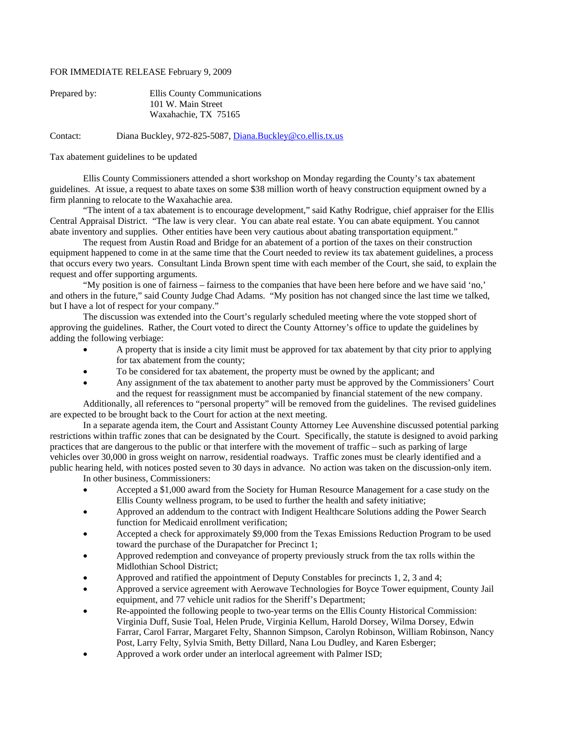FOR IMMEDIATE RELEASE February 9, 2009

Prepared by: Ellis County Communications
101 W. Main Street
Waxahachie, TX 75165

Contact: Diana Buckley, 972-825-5087, Diana.Buckley@co.ellis.tx.us

Tax abatement guidelines to be updated

Ellis County Commissioners attended a short workshop on Monday regarding the County's tax abatement guidelines. At issue, a request to abate taxes on some $38 million worth of heavy construction equipment owned by a firm planning to relocate to the Waxahachie area.

"The intent of a tax abatement is to encourage development," said Kathy Rodrigue, chief appraiser for the Ellis Central Appraisal District. "The law is very clear. You can abate real estate. You can abate equipment. You cannot abate inventory and supplies. Other entities have been very cautious about abating transportation equipment."

The request from Austin Road and Bridge for an abatement of a portion of the taxes on their construction equipment happened to come in at the same time that the Court needed to review its tax abatement guidelines, a process that occurs every two years. Consultant Linda Brown spent time with each member of the Court, she said, to explain the request and offer supporting arguments.

"My position is one of fairness – fairness to the companies that have been here before and we have said 'no,' and others in the future," said County Judge Chad Adams. "My position has not changed since the last time we talked, but I have a lot of respect for your company."

The discussion was extended into the Court's regularly scheduled meeting where the vote stopped short of approving the guidelines. Rather, the Court voted to direct the County Attorney's office to update the guidelines by adding the following verbiage:

- A property that is inside a city limit must be approved for tax abatement by that city prior to applying for tax abatement from the county;
- To be considered for tax abatement, the property must be owned by the applicant; and
- Any assignment of the tax abatement to another party must be approved by the Commissioners' Court and the request for reassignment must be accompanied by financial statement of the new company.

Additionally, all references to "personal property" will be removed from the guidelines. The revised guidelines are expected to be brought back to the Court for action at the next meeting.

In a separate agenda item, the Court and Assistant County Attorney Lee Auvenshine discussed potential parking restrictions within traffic zones that can be designated by the Court. Specifically, the statute is designed to avoid parking practices that are dangerous to the public or that interfere with the movement of traffic – such as parking of large vehicles over 30,000 in gross weight on narrow, residential roadways. Traffic zones must be clearly identified and a public hearing held, with notices posted seven to 30 days in advance. No action was taken on the discussion-only item.

In other business, Commissioners:

- Accepted a $1,000 award from the Society for Human Resource Management for a case study on the Ellis County wellness program, to be used to further the health and safety initiative;
- Approved an addendum to the contract with Indigent Healthcare Solutions adding the Power Search function for Medicaid enrollment verification;
- Accepted a check for approximately $9,000 from the Texas Emissions Reduction Program to be used toward the purchase of the Durapatcher for Precinct 1;
- Approved redemption and conveyance of property previously struck from the tax rolls within the Midlothian School District;
- Approved and ratified the appointment of Deputy Constables for precincts 1, 2, 3 and 4;
- Approved a service agreement with Aerowave Technologies for Boyce Tower equipment, County Jail equipment, and 77 vehicle unit radios for the Sheriff's Department;
- Re-appointed the following people to two-year terms on the Ellis County Historical Commission: Virginia Duff, Susie Toal, Helen Prude, Virginia Kellum, Harold Dorsey, Wilma Dorsey, Edwin Farrar, Carol Farrar, Margaret Felty, Shannon Simpson, Carolyn Robinson, William Robinson, Nancy Post, Larry Felty, Sylvia Smith, Betty Dillard, Nana Lou Dudley, and Karen Esberger;
- Approved a work order under an interlocal agreement with Palmer ISD;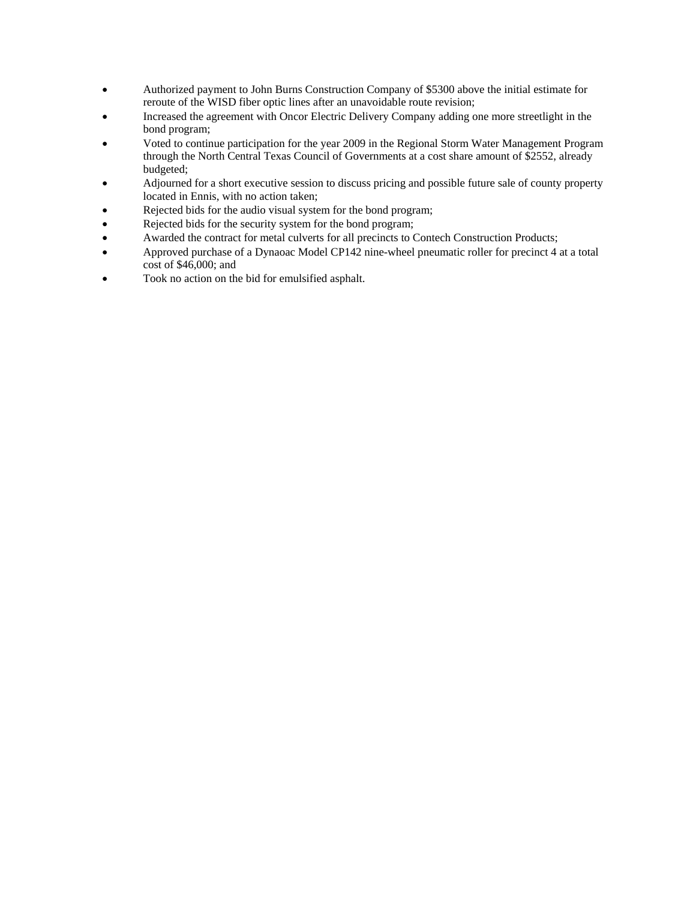- Authorized payment to John Burns Construction Company of $5300 above the initial estimate for reroute of the WISD fiber optic lines after an unavoidable route revision;
- Increased the agreement with Oncor Electric Delivery Company adding one more streetlight in the bond program;
- Voted to continue participation for the year 2009 in the Regional Storm Water Management Program through the North Central Texas Council of Governments at a cost share amount of $2552, already budgeted;
- Adjourned for a short executive session to discuss pricing and possible future sale of county property located in Ennis, with no action taken;
- Rejected bids for the audio visual system for the bond program;
- Rejected bids for the security system for the bond program;
- Awarded the contract for metal culverts for all precincts to Contech Construction Products;
- Approved purchase of a Dynaoac Model CP142 nine-wheel pneumatic roller for precinct 4 at a total cost of $46,000; and
- Took no action on the bid for emulsified asphalt.